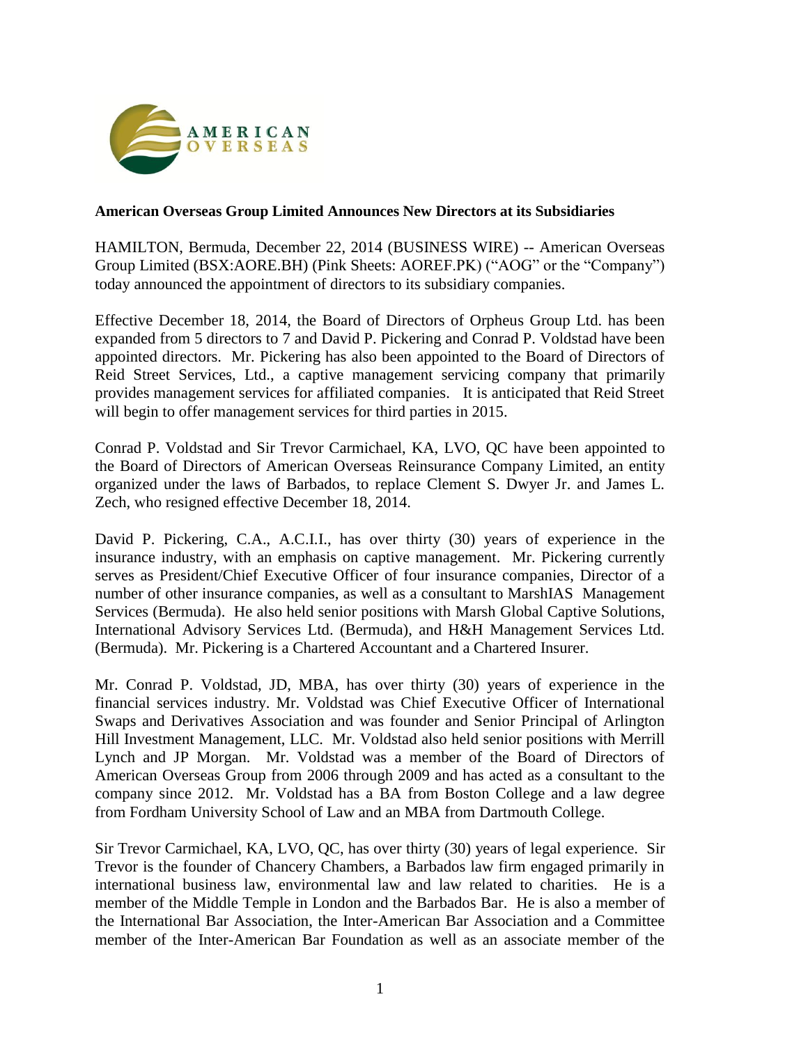**American Overseas Group Limited Announces New Directors at its Subsidiaries**

HAMILTON, Bermuda, December 22, 2014 (BUSINESS WIRE) -- American Overseas Group Limited (BSX:AORE.BH) (Pink Sheets: AOREF.PK) ("AOG" or the "Company") today announced the appointment of directors to its subsidiary companies.

Effective December 18, 2014, the Board of Directors of Orpheus Group Ltd. has been expanded from 5 directors to 7 and David P. Pickering and Conrad P. Voldstad have been appointed directors. Mr. Pickering has also been appointed to the Board of Directors of Reid Street Services, Ltd., a captive management servicing company that primarily provides management services for affiliated companies. It is anticipated that Reid Street will begin to offer management services for third parties in 2015.

Conrad P. Voldstad and Sir Trevor Carmichael, KA, LVO, QC have been appointed to the Board of Directors of American Overseas Reinsurance Company Limited, an entity organized under the laws of Barbados, to replace Clement S. Dwyer Jr. and James L. Zech, who resigned effective December 18, 2014.

David P. Pickering, C.A., A.C.I.I., has over thirty (30) years of experience in the insurance industry, with an emphasis on captive management. Mr. Pickering currently serves as President/Chief Executive Officer of four insurance companies, Director of a number of other insurance companies, as well as a consultant to MarshIAS Management Services (Bermuda). He also held senior positions with Marsh Global Captive Solutions, International Advisory Services Ltd. (Bermuda), and H&H Management Services Ltd. (Bermuda). Mr. Pickering is a Chartered Accountant and a Chartered Insurer.

Mr. Conrad P. Voldstad, JD, MBA, has over thirty (30) years of experience in the financial services industry. Mr. Voldstad was Chief Executive Officer of International Swaps and Derivatives Association and was founder and Senior Principal of Arlington Hill Investment Management, LLC. Mr. Voldstad also held senior positions with Merrill Lynch and JP Morgan. Mr. Voldstad was a member of the Board of Directors of American Overseas Group from 2006 through 2009 and has acted as a consultant to the company since 2012. Mr. Voldstad has a BA from Boston College and a law degree from Fordham University School of Law and an MBA from Dartmouth College.

Sir Trevor Carmichael, KA, LVO, QC, has over thirty (30) years of legal experience. Sir Trevor is the founder of Chancery Chambers, a Barbados law firm engaged primarily in international business law, environmental law and law related to charities. He is a member of the Middle Temple in London and the Barbados Bar. He is also a member of the International Bar Association, the Inter-American Bar Association and a Committee member of the Inter-American Bar Foundation as well as an associate member of the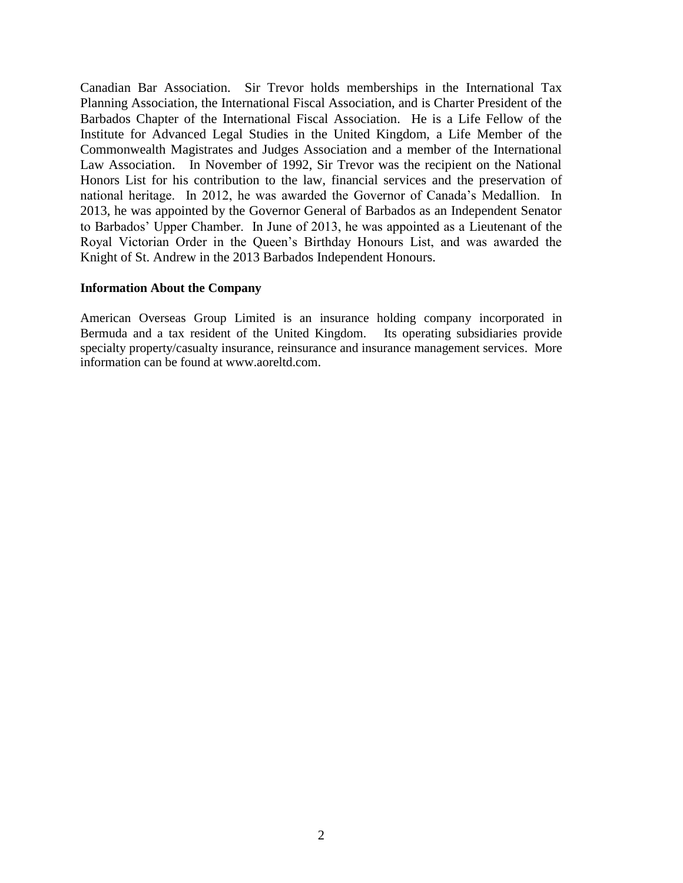Canadian Bar Association. Sir Trevor holds memberships in the International Tax Planning Association, the International Fiscal Association, and is Charter President of the Barbados Chapter of the International Fiscal Association. He is a Life Fellow of the Institute for Advanced Legal Studies in the United Kingdom, a Life Member of the Commonwealth Magistrates and Judges Association and a member of the International Law Association. In November of 1992, Sir Trevor was the recipient on the National Honors List for his contribution to the law, financial services and the preservation of national heritage. In 2012, he was awarded the Governor of Canada's Medallion. In 2013, he was appointed by the Governor General of Barbados as an Independent Senator to Barbados' Upper Chamber. In June of 2013, he was appointed as a Lieutenant of the Royal Victorian Order in the Queen's Birthday Honours List, and was awarded the Knight of St. Andrew in the 2013 Barbados Independent Honours.

**Information About the Company**

American Overseas Group Limited is an insurance holding company incorporated in Bermuda and a tax resident of the United Kingdom. Its operating subsidiaries provide specialty property/casualty insurance, reinsurance and insurance management services. More information can be found at www.aoreltd.com.